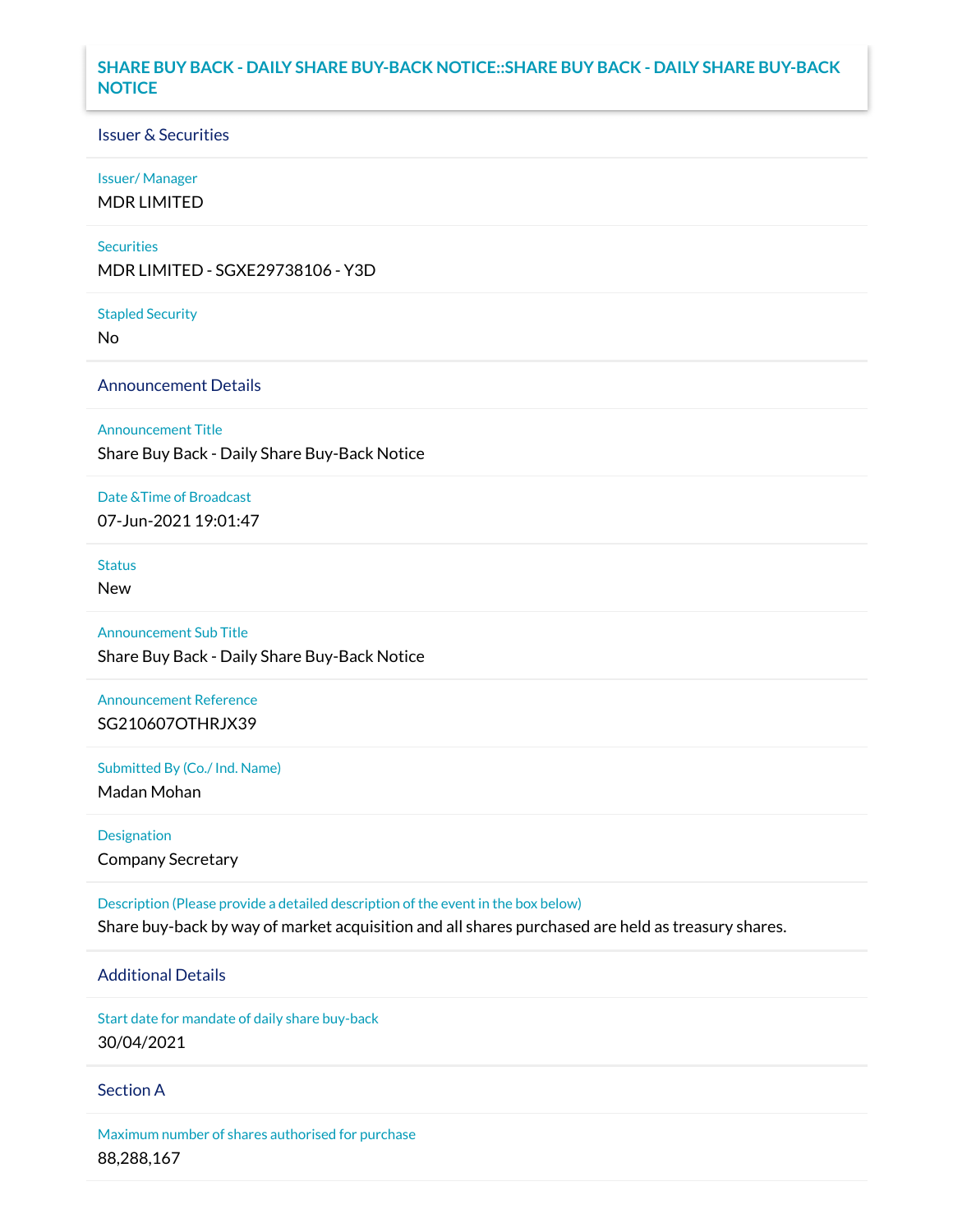# SHARE BUY BACK - DAILY SHARE BUY-BACK NOTICE::SHARE BUY BACK - DAILY SHARE BUY-BACK NOTICE

## Issuer & Securities

**Issuer/ Manager**

MDR LIMITED

**Securities**

MDR LIMITED - SGXE29738106 - Y3D

**Stapled Security**

No

## Announcement Details

**Announcement Title**

Share Buy Back - Daily Share Buy-Back Notice

**Date &Time of Broadcast**

07-Jun-2021 19:01:47

**Status**

New

**Announcement Sub Title**

Share Buy Back - Daily Share Buy-Back Notice

**Announcement Reference**

SG210607OTHRJX39

**Submitted By (Co./ Ind. Name)**

Madan Mohan

**Designation**

Company Secretary

**Description (Please provide a detailed description of the event in the box below)**

Share buy-back by way of market acquisition and all shares purchased are held as treasury shares.

## Additional Details

**Start date for mandate of daily share buy-back**

30/04/2021

## Section A

**Maximum number of shares authorised for purchase**

88,288,167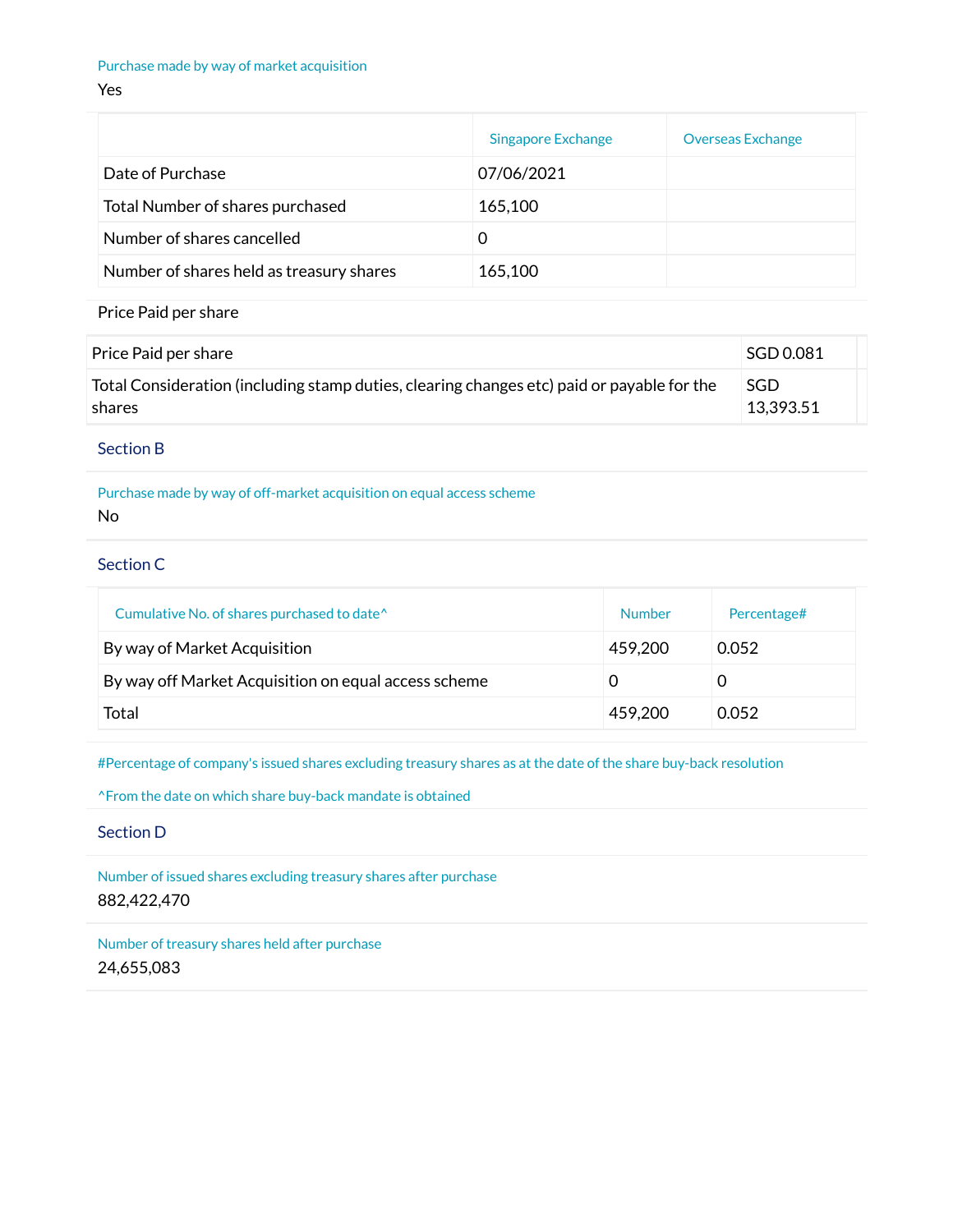Purchase made by way of market acquisition

Yes

| | Singapore Exchange | Overseas Exchange |
|---|---|---|
| Date of Purchase | 07/06/2021 | |
| Total Number of shares purchased | 165,100 | |
| Number of shares cancelled | 0 | |
| Number of shares held as treasury shares | 165,100 | |

Price Paid per share

| | |
|---|---|
| Price Paid per share | SGD 0.081 |
| Total Consideration (including stamp duties, clearing changes etc) paid or payable for the shares | SGD 13,393.51 |

## Section B

Purchase made by way of off-market acquisition on equal access scheme

No

## Section C

| Cumulative No. of shares purchased to date^ | Number | Percentage# |
|---|---|---|
| By way of Market Acquisition | 459,200 | 0.052 |
| By way off Market Acquisition on equal access scheme | 0 | 0 |
| Total | 459,200 | 0.052 |

#Percentage of company's issued shares excluding treasury shares as at the date of the share buy-back resolution

^From the date on which share buy-back mandate is obtained

## Section D

Number of issued shares excluding treasury shares after purchase

882,422,470

Number of treasury shares held after purchase

24,655,083